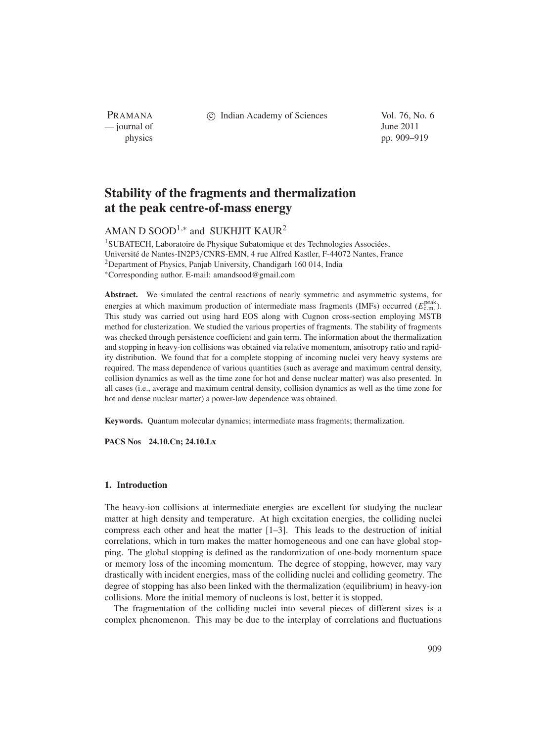# Stability of the fragments and thermalization at the peak centre-of-mass energy

AMAN D SOOD[1,*] and SUKHJIT KAUR[2]

[1]SUBATECH, Laboratoire de Physique Subatomique et des Technologies Associées, Université de Nantes-IN2P3/CNRS-EMN, 4 rue Alfred Kastler, F-44072 Nantes, France

[2]Department of Physics, Panjab University, Chandigarh 160 014, India

[*]Corresponding author. E-mail: amandsood@gmail.com

**Abstract.** We simulated the central reactions of nearly symmetric and asymmetric systems, for energies at which maximum production of intermediate mass fragments (IMFs) occurred ($E_{\rm c.m.}^{\rm peak}$). This study was carried out using hard EOS along with Cugnon cross-section employing MSTB method for clusterization. We studied the various properties of fragments. The stability of fragments was checked through persistence coefficient and gain term. The information about the thermalization and stopping in heavy-ion collisions was obtained via relative momentum, anisotropy ratio and rapidity distribution. We found that for a complete stopping of incoming nuclei very heavy systems are required. The mass dependence of various quantities (such as average and maximum central density, collision dynamics as well as the time zone for hot and dense nuclear matter) was also presented. In all cases (i.e., average and maximum central density, collision dynamics as well as the time zone for hot and dense nuclear matter) a power-law dependence was obtained.

**Keywords.** Quantum molecular dynamics; intermediate mass fragments; thermalization.

**PACS Nos** 24.10.Cn; 24.10.Lx

## 1. Introduction

The heavy-ion collisions at intermediate energies are excellent for studying the nuclear matter at high density and temperature. At high excitation energies, the colliding nuclei compress each other and heat the matter [1–3]. This leads to the destruction of initial correlations, which in turn makes the matter homogeneous and one can have global stopping. The global stopping is defined as the randomization of one-body momentum space or memory loss of the incoming momentum. The degree of stopping, however, may vary drastically with incident energies, mass of the colliding nuclei and colliding geometry. The degree of stopping has also been linked with the thermalization (equilibrium) in heavy-ion collisions. More the initial memory of nucleons is lost, better it is stopped.

The fragmentation of the colliding nuclei into several pieces of different sizes is a complex phenomenon. This may be due to the interplay of correlations and fluctuations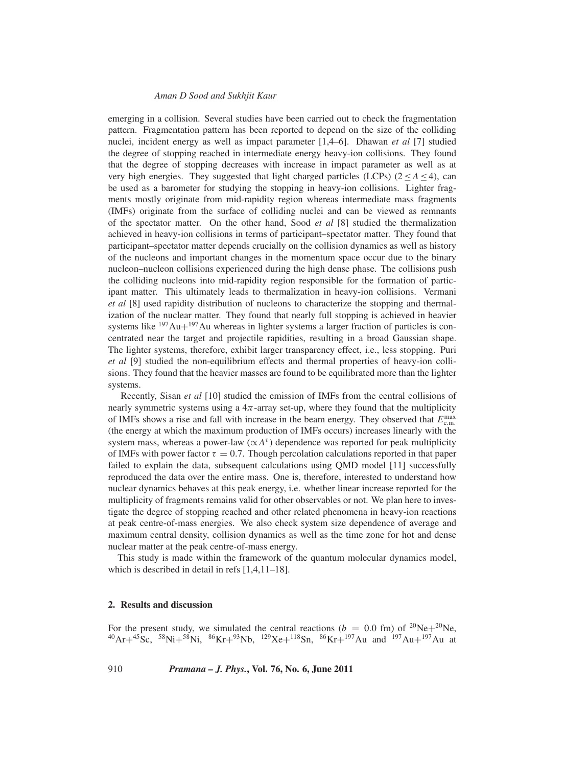emerging in a collision. Several studies have been carried out to check the fragmentation pattern. Fragmentation pattern has been reported to depend on the size of the colliding nuclei, incident energy as well as impact parameter [1,4–6]. Dhawan *et al* [7] studied the degree of stopping reached in intermediate energy heavy-ion collisions. They found that the degree of stopping decreases with increase in impact parameter as well as at very high energies. They suggested that light charged particles (LCPs) ($2 \leq A \leq 4$), can be used as a barometer for studying the stopping in heavy-ion collisions. Lighter fragments mostly originate from mid-rapidity region whereas intermediate mass fragments (IMFs) originate from the surface of colliding nuclei and can be viewed as remnants of the spectator matter. On the other hand, Sood *et al* [8] studied the thermalization achieved in heavy-ion collisions in terms of participant–spectator matter. They found that participant–spectator matter depends crucially on the collision dynamics as well as history of the nucleons and important changes in the momentum space occur due to the binary nucleon–nucleon collisions experienced during the high dense phase. The collisions push the colliding nucleons into mid-rapidity region responsible for the formation of participant matter. This ultimately leads to thermalization in heavy-ion collisions. Vermani *et al* [8] used rapidity distribution of nucleons to characterize the stopping and thermalization of the nuclear matter. They found that nearly full stopping is achieved in heavier systems like $^{197}$Au+$^{197}$Au whereas in lighter systems a larger fraction of particles is concentrated near the target and projectile rapidities, resulting in a broad Gaussian shape. The lighter systems, therefore, exhibit larger transparency effect, i.e., less stopping. Puri *et al* [9] studied the non-equilibrium effects and thermal properties of heavy-ion collisions. They found that the heavier masses are found to be equilibrated more than the lighter systems.

Recently, Sisan *et al* [10] studied the emission of IMFs from the central collisions of nearly symmetric systems using a $4\pi$-array set-up, where they found that the multiplicity of IMFs shows a rise and fall with increase in the beam energy. They observed that $E_{\text{c.m.}}^{\text{max}}$ (the energy at which the maximum production of IMFs occurs) increases linearly with the system mass, whereas a power-law ($\propto A^{\tau}$) dependence was reported for peak multiplicity of IMFs with power factor $\tau = 0.7$. Though percolation calculations reported in that paper failed to explain the data, subsequent calculations using QMD model [11] successfully reproduced the data over the entire mass. One is, therefore, interested to understand how nuclear dynamics behaves at this peak energy, i.e. whether linear increase reported for the multiplicity of fragments remains valid for other observables or not. We plan here to investigate the degree of stopping reached and other related phenomena in heavy-ion reactions at peak centre-of-mass energies. We also check system size dependence of average and maximum central density, collision dynamics as well as the time zone for hot and dense nuclear matter at the peak centre-of-mass energy.

This study is made within the framework of the quantum molecular dynamics model, which is described in detail in refs [1,4,11–18].

## 2. Results and discussion

For the present study, we simulated the central reactions ($b$ = 0.0 fm) of $^{20}$Ne+$^{20}$Ne, $^{40}$Ar+$^{45}$Sc, $^{58}$Ni+$^{58}$Ni, $^{86}$Kr+$^{93}$Nb, $^{129}$Xe+$^{118}$Sn, $^{86}$Kr+$^{197}$Au and $^{197}$Au+$^{197}$Au at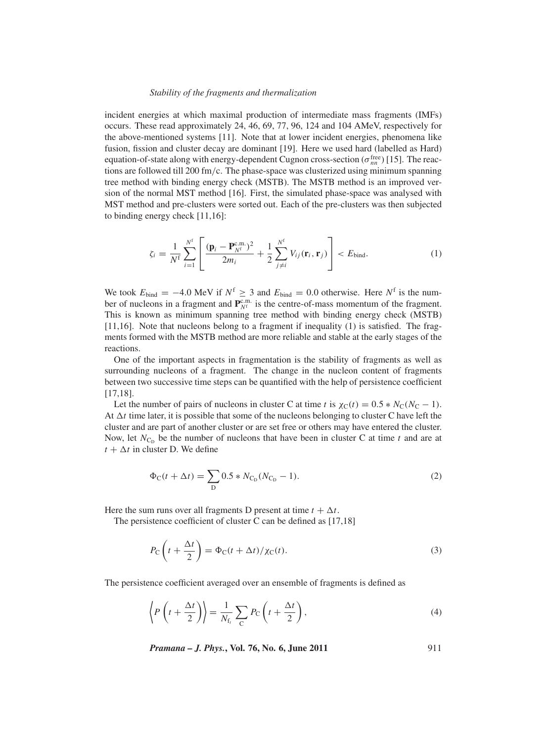incident energies at which maximal production of intermediate mass fragments (IMFs) occurs. These read approximately 24, 46, 69, 77, 96, 124 and 104 AMeV, respectively for the above-mentioned systems [11]. Note that at lower incident energies, phenomena like fusion, fission and cluster decay are dominant [19]. Here we used hard (labelled as Hard) equation-of-state along with energy-dependent Cugnon cross-section ($\sigma_{nn}^{\text{free}}$) [15]. The reactions are followed till 200 fm/c. The phase-space was clusterized using minimum spanning tree method with binding energy check (MSTB). The MSTB method is an improved version of the normal MST method [16]. First, the simulated phase-space was analysed with MST method and pre-clusters were sorted out. Each of the pre-clusters was then subjected to binding energy check [11,16]:

$$\zeta_i = \frac{1}{N^{\text{f}}} \sum_{i=1}^{N^{\text{f}}} \left[ \frac{(\mathbf{p}_i - \mathbf{P}_{N^{\text{f}}}^{\text{c.m.}})^2}{2m_i} + \frac{1}{2} \sum_{j \neq i}^{N^{\text{f}}} V_{ij}(\mathbf{r}_i, \mathbf{r}_j) \right] < E_{\text{bind}}. \tag{1}$$

We took $E_{\text{bind}} = -4.0$ MeV if $N^{\text{f}} \geq 3$ and $E_{\text{bind}} = 0.0$ otherwise. Here $N^{\text{f}}$ is the number of nucleons in a fragment and $\mathbf{P}_{N^{\text{f}}}^{\text{c.m.}}$ is the centre-of-mass momentum of the fragment. This is known as minimum spanning tree method with binding energy check (MSTB) [11,16]. Note that nucleons belong to a fragment if inequality (1) is satisfied. The fragments formed with the MSTB method are more reliable and stable at the early stages of the reactions.

One of the important aspects in fragmentation is the stability of fragments as well as surrounding nucleons of a fragment. The change in the nucleon content of fragments between two successive time steps can be quantified with the help of persistence coefficient [17,18].

Let the number of pairs of nucleons in cluster C at time $t$ is $\chi_{\text{C}}(t) = 0.5 * N_{\text{C}}(N_{\text{C}} - 1)$. At $\Delta t$ time later, it is possible that some of the nucleons belonging to cluster C have left the cluster and are part of another cluster or are set free or others may have entered the cluster. Now, let $N_{\text{C}_{\text{D}}}$ be the number of nucleons that have been in cluster C at time $t$ and are at $t + \Delta t$ in cluster D. We define

$$\Phi_{\text{C}}(t + \Delta t) = \sum_{\text{D}} 0.5 * N_{\text{C}_{\text{D}}}(N_{\text{C}_{\text{D}}} - 1). \tag{2}$$

Here the sum runs over all fragments D present at time $t + \Delta t$.

The persistence coefficient of cluster C can be defined as [17,18]

$$P_{\text{C}}\left(t + \frac{\Delta t}{2}\right) = \Phi_{\text{C}}(t + \Delta t)/\chi_{\text{C}}(t). \tag{3}$$

The persistence coefficient averaged over an ensemble of fragments is defined as

$$\left\langle P\left(t + \frac{\Delta t}{2}\right)\right\rangle = \frac{1}{N_{\text{f}_t}} \sum_{\text{C}} P_{\text{C}}\left(t + \frac{\Delta t}{2}\right), \tag{4}$$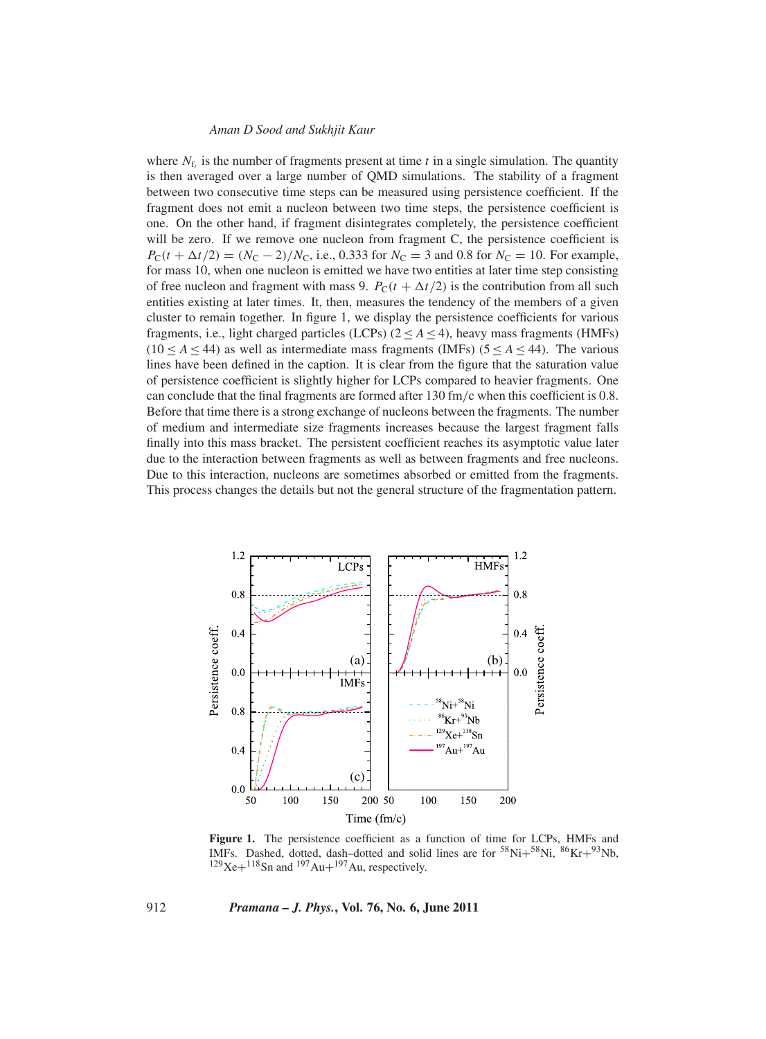where $N_{f_t}$ is the number of fragments present at time $t$ in a single simulation. The quantity is then averaged over a large number of QMD simulations. The stability of a fragment between two consecutive time steps can be measured using persistence coefficient. If the fragment does not emit a nucleon between two time steps, the persistence coefficient is one. On the other hand, if fragment disintegrates completely, the persistence coefficient will be zero. If we remove one nucleon from fragment C, the persistence coefficient is $P_C(t + \Delta t/2) = (N_C - 2)/N_C$, i.e., 0.333 for $N_C = 3$ and 0.8 for $N_C = 10$. For example, for mass 10, when one nucleon is emitted we have two entities at later time step consisting of free nucleon and fragment with mass 9. $P_C(t + \Delta t/2)$ is the contribution from all such entities existing at later times. It, then, measures the tendency of the members of a given cluster to remain together. In figure 1, we display the persistence coefficients for various fragments, i.e., light charged particles (LCPs) ($2 \le A \le 4$), heavy mass fragments (HMFs) ($10 \le A \le 44$) as well as intermediate mass fragments (IMFs) ($5 \le A \le 44$). The various lines have been defined in the caption. It is clear from the figure that the saturation value of persistence coefficient is slightly higher for LCPs compared to heavier fragments. One can conclude that the final fragments are formed after 130 fm/c when this coefficient is 0.8. Before that time there is a strong exchange of nucleons between the fragments. The number of medium and intermediate size fragments increases because the largest fragment falls finally into this mass bracket. The persistent coefficient reaches its asymptotic value later due to the interaction between fragments as well as between fragments and free nucleons. Due to this interaction, nucleons are sometimes absorbed or emitted from the fragments. This process changes the details but not the general structure of the fragmentation pattern.

**Figure 1.** The persistence coefficient as a function of time for LCPs, HMFs and IMFs. Dashed, dotted, dash–dotted and solid lines are for $^{58}$Ni+$^{58}$Ni, $^{86}$Kr+$^{93}$Nb, $^{129}$Xe+$^{118}$Sn and $^{197}$Au+$^{197}$Au, respectively.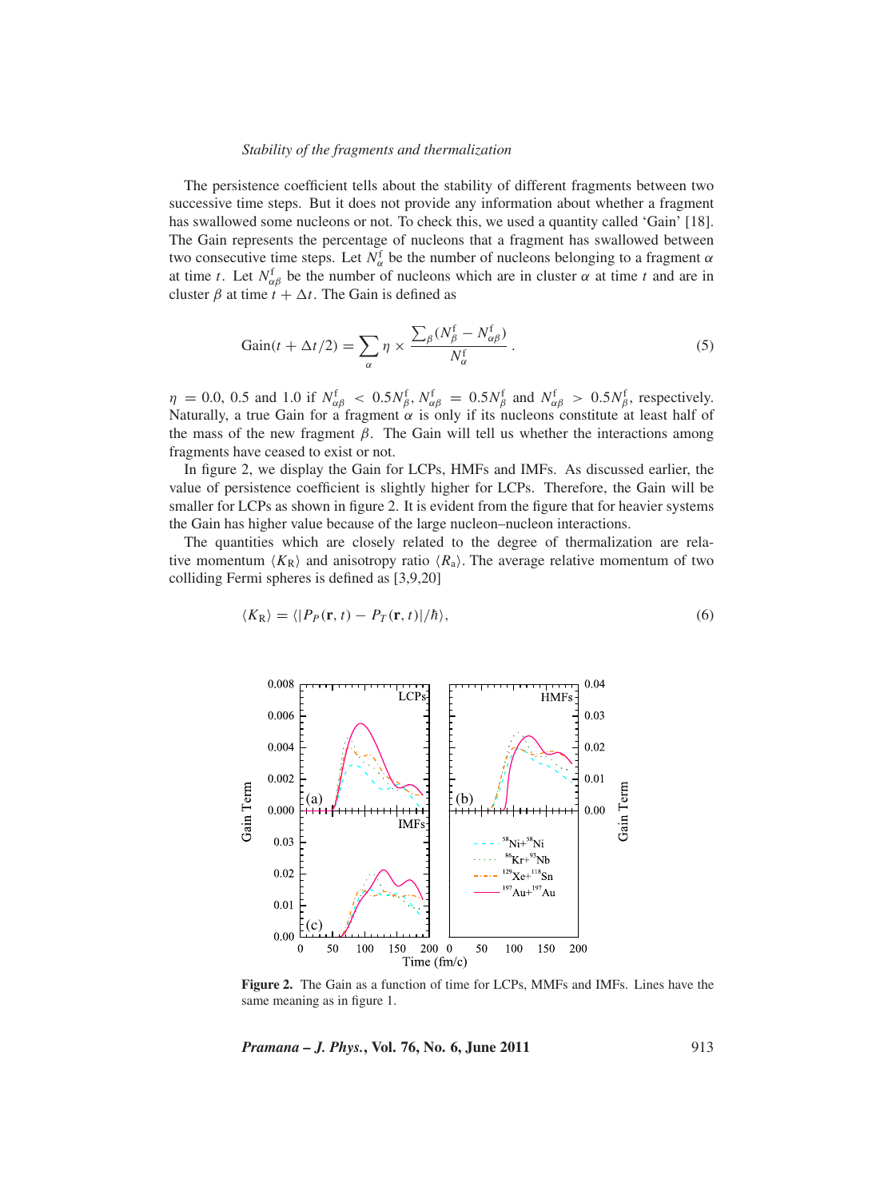*Stability of the fragments and thermalization*

The persistence coefficient tells about the stability of different fragments between two successive time steps. But it does not provide any information about whether a fragment has swallowed some nucleons or not. To check this, we used a quantity called 'Gain' [18]. The Gain represents the percentage of nucleons that a fragment has swallowed between two consecutive time steps. Let $N_{\alpha}^{\mathrm{f}}$ be the number of nucleons belonging to a fragment $\alpha$ at time $t$. Let $N_{\alpha\beta}^{\mathrm{f}}$ be the number of nucleons which are in cluster $\alpha$ at time $t$ and are in cluster $\beta$ at time $t + \Delta t$. The Gain is defined as

$$\mathrm{Gain}(t + \Delta t/2) = \sum_{\alpha} \eta \times \frac{\sum_{\beta}(N_{\beta}^{\mathrm{f}} - N_{\alpha\beta}^{\mathrm{f}})}{N_{\alpha}^{\mathrm{f}}}. \tag{5}$$

$\eta = 0.0$, 0.5 and 1.0 if $N_{\alpha\beta}^{\mathrm{f}} < 0.5 N_{\beta}^{\mathrm{f}}$, $N_{\alpha\beta}^{\mathrm{f}} = 0.5 N_{\beta}^{\mathrm{f}}$ and $N_{\alpha\beta}^{\mathrm{f}} > 0.5 N_{\beta}^{\mathrm{f}}$, respectively. Naturally, a true Gain for a fragment $\alpha$ is only if its nucleons constitute at least half of the mass of the new fragment $\beta$. The Gain will tell us whether the interactions among fragments have ceased to exist or not.

In figure 2, we display the Gain for LCPs, HMFs and IMFs. As discussed earlier, the value of persistence coefficient is slightly higher for LCPs. Therefore, the Gain will be smaller for LCPs as shown in figure 2. It is evident from the figure that for heavier systems the Gain has higher value because of the large nucleon–nucleon interactions.

The quantities which are closely related to the degree of thermalization are relative momentum $\langle K_{\mathrm{R}} \rangle$ and anisotropy ratio $\langle R_{\mathrm{a}} \rangle$. The average relative momentum of two colliding Fermi spheres is defined as [3,9,20]

$$\langle K_{\mathrm{R}} \rangle = \langle |P_P(\mathbf{r}, t) - P_T(\mathbf{r}, t)|/\hbar \rangle, \tag{6}$$

**Figure 2.** The Gain as a function of time for LCPs, MMFs and IMFs. Lines have the same meaning as in figure 1.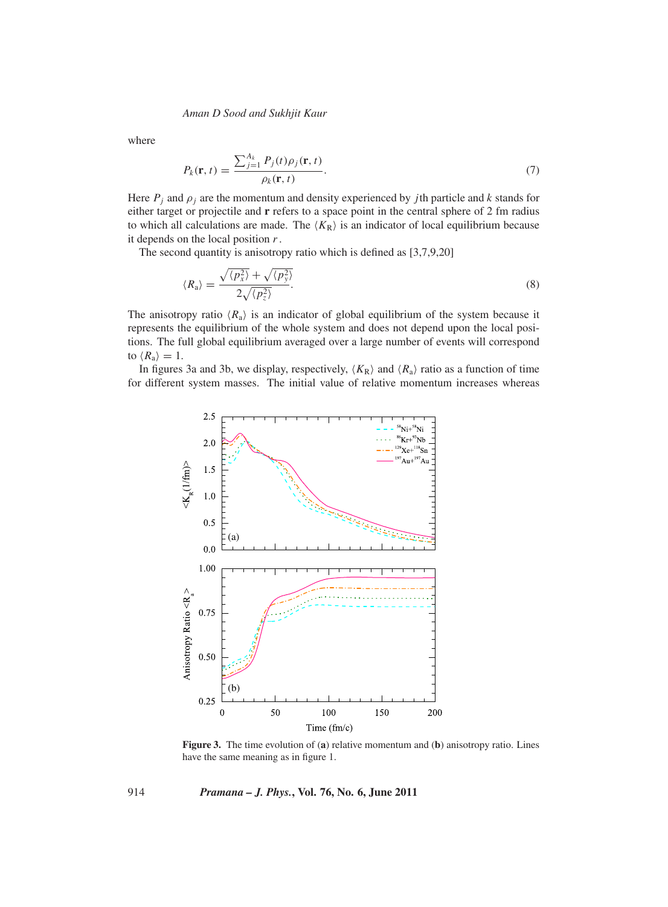where

$$P_k(\mathbf{r}, t) = \frac{\sum_{j=1}^{A_k} P_j(t)\rho_j(\mathbf{r}, t)}{\rho_k(\mathbf{r}, t)}. \tag{7}$$

Here $P_j$ and $\rho_j$ are the momentum and density experienced by $j$th particle and $k$ stands for either target or projectile and $\mathbf{r}$ refers to a space point in the central sphere of 2 fm radius to which all calculations are made. The $\langle K_{\mathrm{R}} \rangle$ is an indicator of local equilibrium because it depends on the local position $r$.

The second quantity is anisotropy ratio which is defined as [3,7,9,20]

$$\langle R_{\mathrm{a}} \rangle = \frac{\sqrt{\langle p_x^2 \rangle} + \sqrt{\langle p_y^2 \rangle}}{2\sqrt{\langle p_z^2 \rangle}}. \tag{8}$$

The anisotropy ratio $\langle R_{\mathrm{a}} \rangle$ is an indicator of global equilibrium of the system because it represents the equilibrium of the whole system and does not depend upon the local positions. The full global equilibrium averaged over a large number of events will correspond to $\langle R_{\mathrm{a}} \rangle = 1$.

In figures 3a and 3b, we display, respectively, $\langle K_{\mathrm{R}} \rangle$ and $\langle R_{\mathrm{a}} \rangle$ ratio as a function of time for different system masses. The initial value of relative momentum increases whereas

**Figure 3.** The time evolution of (**a**) relative momentum and (**b**) anisotropy ratio. Lines have the same meaning as in figure 1.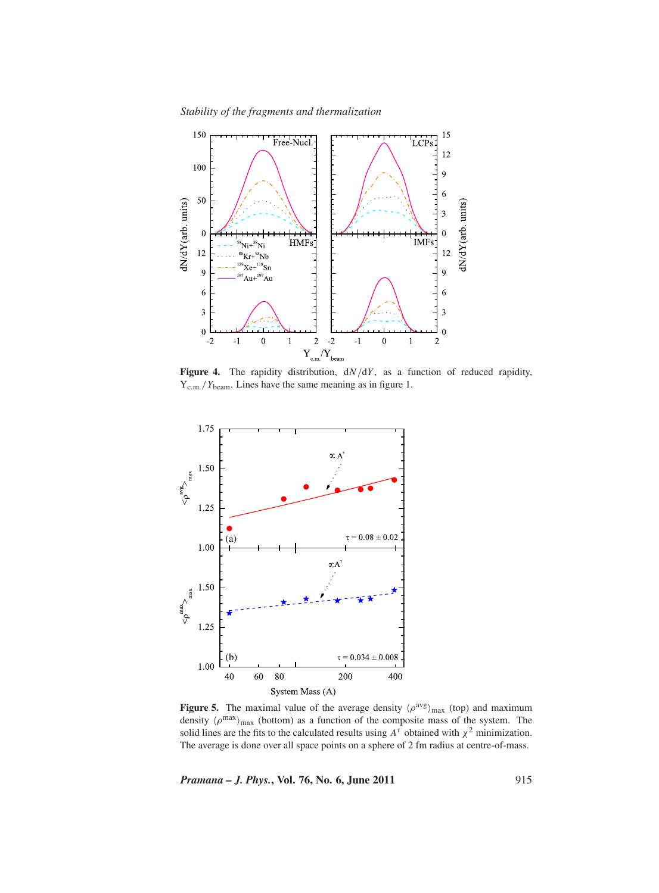**Figure 4.** The rapidity distribution, $dN/dY$, as a function of reduced rapidity, $Y_{c.m.}/Y_{beam}$. Lines have the same meaning as in figure 1.

**Figure 5.** The maximal value of the average density $\langle\rho^{avg}\rangle_{max}$ (top) and maximum density $\langle\rho^{max}\rangle_{max}$ (bottom) as a function of the composite mass of the system. The solid lines are the fits to the calculated results using $A^{\tau}$ obtained with $\chi^2$ minimization. The average is done over all space points on a sphere of 2 fm radius at centre-of-mass.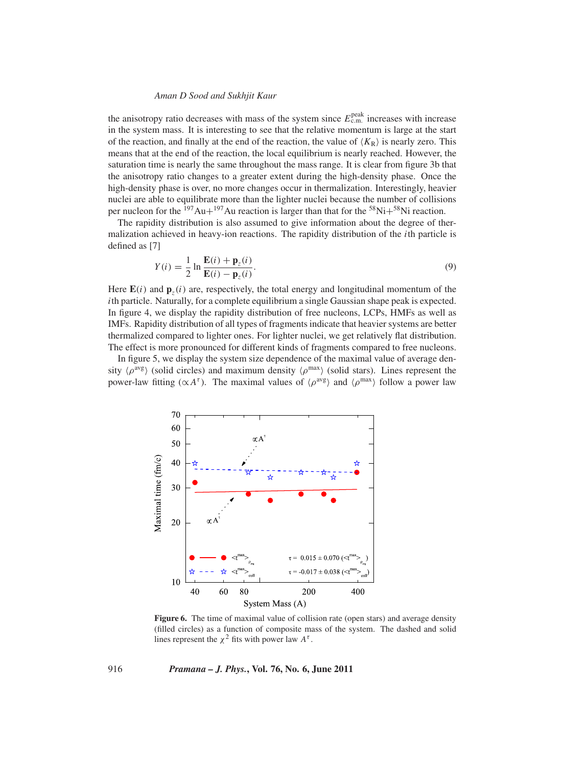the anisotropy ratio decreases with mass of the system since $E^{\text{peak}}_{\text{c.m.}}$ increases with increase in the system mass. It is interesting to see that the relative momentum is large at the start of the reaction, and finally at the end of the reaction, the value of $\langle K_R \rangle$ is nearly zero. This means that at the end of the reaction, the local equilibrium is nearly reached. However, the saturation time is nearly the same throughout the mass range. It is clear from figure 3b that the anisotropy ratio changes to a greater extent during the high-density phase. Once the high-density phase is over, no more changes occur in thermalization. Interestingly, heavier nuclei are able to equilibrate more than the lighter nuclei because the number of collisions per nucleon for the $^{197}$Au+$^{197}$Au reaction is larger than that for the $^{58}$Ni+$^{58}$Ni reaction.

The rapidity distribution is also assumed to give information about the degree of thermalization achieved in heavy-ion reactions. The rapidity distribution of the $i$th particle is defined as [7]

$$Y(i) = \frac{1}{2} \ln \frac{\mathbf{E}(i) + \mathbf{p}_z(i)}{\mathbf{E}(i) - \mathbf{p}_z(i)}. \tag{9}$$

Here $\mathbf{E}(i)$ and $\mathbf{p}_z(i)$ are, respectively, the total energy and longitudinal momentum of the $i$th particle. Naturally, for a complete equilibrium a single Gaussian shape peak is expected. In figure 4, we display the rapidity distribution of free nucleons, LCPs, HMFs as well as IMFs. Rapidity distribution of all types of fragments indicate that heavier systems are better thermalized compared to lighter ones. For lighter nuclei, we get relatively flat distribution. The effect is more pronounced for different kinds of fragments compared to free nucleons.

In figure 5, we display the system size dependence of the maximal value of average density $\langle \rho^{\text{avg}} \rangle$ (solid circles) and maximum density $\langle \rho^{\text{max}} \rangle$ (solid stars). Lines represent the power-law fitting ($\propto A^{\tau}$). The maximal values of $\langle \rho^{\text{avg}} \rangle$ and $\langle \rho^{\text{max}} \rangle$ follow a power law

**Figure 6.** The time of maximal value of collision rate (open stars) and average density (filled circles) as a function of composite mass of the system. The dashed and solid lines represent the $\chi^2$ fits with power law $A^{\tau}$.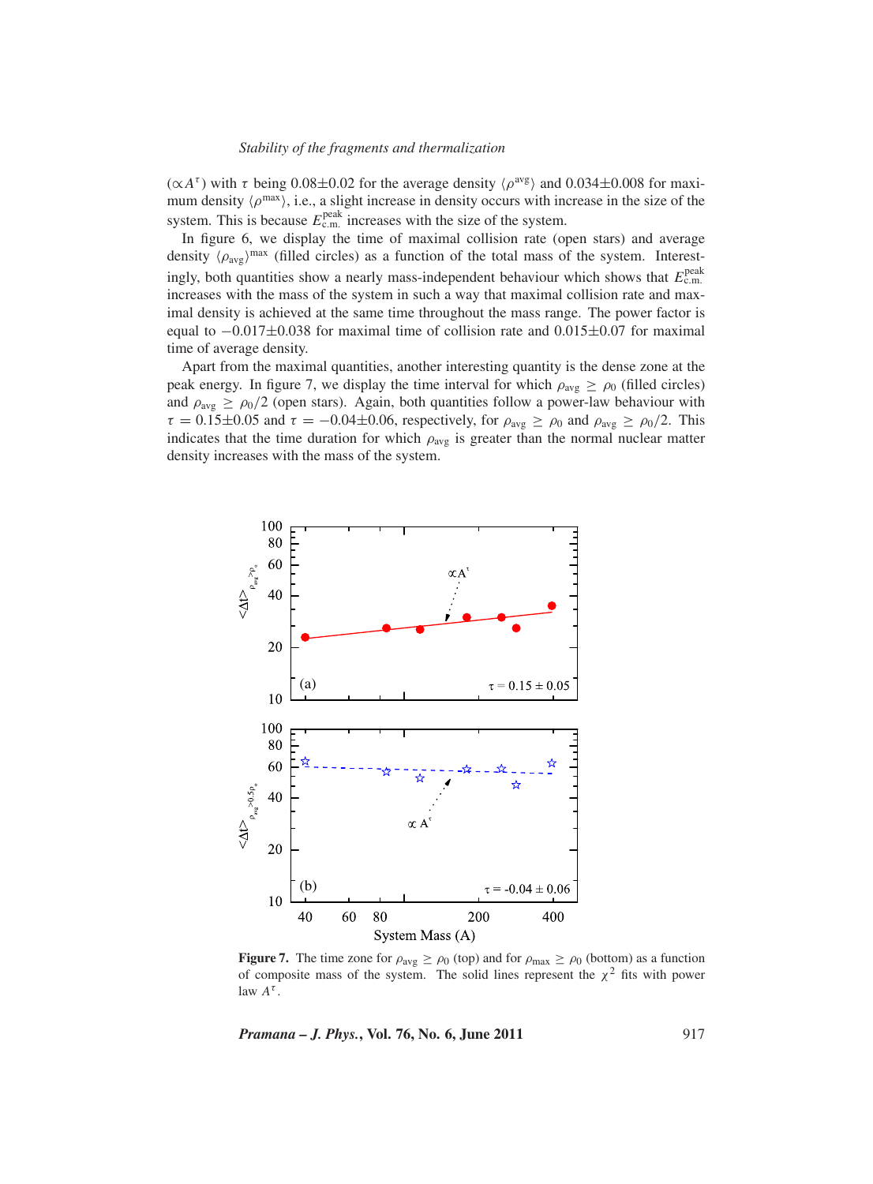($\propto A^{\tau}$) with $\tau$ being 0.08±0.02 for the average density $\langle \rho^{\text{avg}} \rangle$ and 0.034±0.008 for maximum density $\langle \rho^{\text{max}} \rangle$, i.e., a slight increase in density occurs with increase in the size of the system. This is because $E_{\text{c.m.}}^{\text{peak}}$ increases with the size of the system.

In figure 6, we display the time of maximal collision rate (open stars) and average density $\langle \rho_{\text{avg}} \rangle^{\text{max}}$ (filled circles) as a function of the total mass of the system. Interestingly, both quantities show a nearly mass-independent behaviour which shows that $E_{\text{c.m.}}^{\text{peak}}$ increases with the mass of the system in such a way that maximal collision rate and maximal density is achieved at the same time throughout the mass range. The power factor is equal to $-0.017\pm0.038$ for maximal time of collision rate and $0.015\pm0.07$ for maximal time of average density.

Apart from the maximal quantities, another interesting quantity is the dense zone at the peak energy. In figure 7, we display the time interval for which $\rho_{\text{avg}} \geq \rho_0$ (filled circles) and $\rho_{\text{avg}} \geq \rho_0/2$ (open stars). Again, both quantities follow a power-law behaviour with $\tau = 0.15\pm0.05$ and $\tau = -0.04\pm0.06$, respectively, for $\rho_{\text{avg}} \geq \rho_0$ and $\rho_{\text{avg}} \geq \rho_0/2$. This indicates that the time duration for which $\rho_{\text{avg}}$ is greater than the normal nuclear matter density increases with the mass of the system.

**Figure 7.** The time zone for $\rho_{\text{avg}} \geq \rho_0$ (top) and for $\rho_{\text{max}} \geq \rho_0$ (bottom) as a function of composite mass of the system. The solid lines represent the $\chi^2$ fits with power law $A^{\tau}$.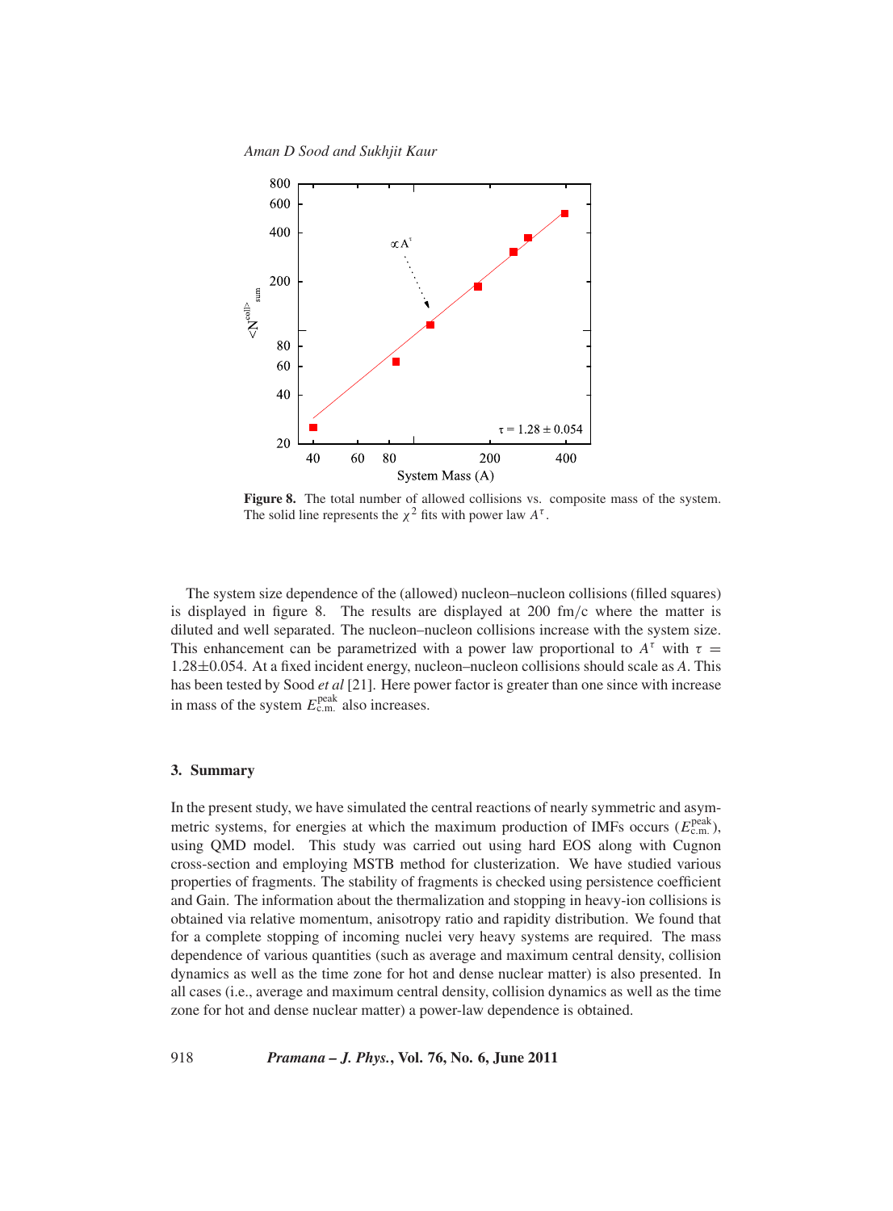**Figure 8.** The total number of allowed collisions vs. composite mass of the system. The solid line represents the $\chi^2$ fits with power law $A^\tau$.

The system size dependence of the (allowed) nucleon–nucleon collisions (filled squares) is displayed in figure 8. The results are displayed at 200 fm/c where the matter is diluted and well separated. The nucleon–nucleon collisions increase with the system size. This enhancement can be parametrized with a power law proportional to $A^\tau$ with $\tau = 1.28 \pm 0.054$. At a fixed incident energy, nucleon–nucleon collisions should scale as $A$. This has been tested by Sood *et al* [21]. Here power factor is greater than one since with increase in mass of the system $E_{\text{c.m.}}^{\text{peak}}$ also increases.

## 3. Summary

In the present study, we have simulated the central reactions of nearly symmetric and asymmetric systems, for energies at which the maximum production of IMFs occurs ($E_{\text{c.m.}}^{\text{peak}}$), using QMD model. This study was carried out using hard EOS along with Cugnon cross-section and employing MSTB method for clusterization. We have studied various properties of fragments. The stability of fragments is checked using persistence coefficient and Gain. The information about the thermalization and stopping in heavy-ion collisions is obtained via relative momentum, anisotropy ratio and rapidity distribution. We found that for a complete stopping of incoming nuclei very heavy systems are required. The mass dependence of various quantities (such as average and maximum central density, collision dynamics as well as the time zone for hot and dense nuclear matter) is also presented. In all cases (i.e., average and maximum central density, collision dynamics as well as the time zone for hot and dense nuclear matter) a power-law dependence is obtained.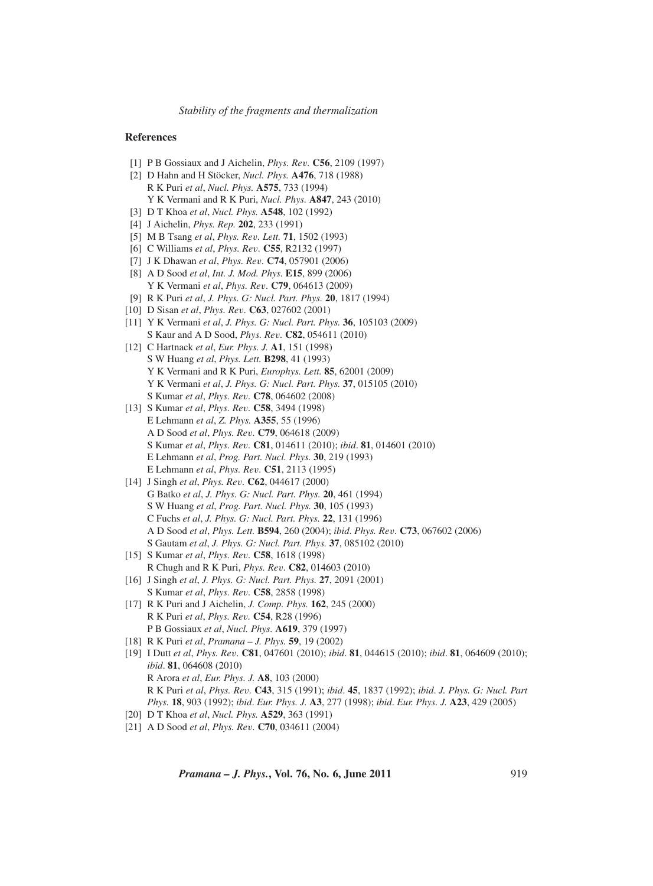## References

[1] P B Gossiaux and J Aichelin, *Phys. Rev.* **C56**, 2109 (1997)

[2] D Hahn and H Stöcker, *Nucl. Phys.* **A476**, 718 (1988)
R K Puri *et al*, *Nucl. Phys.* **A575**, 733 (1994)
Y K Vermani and R K Puri, *Nucl. Phys.* **A847**, 243 (2010)

[3] D T Khoa *et al*, *Nucl. Phys.* **A548**, 102 (1992)

[4] J Aichelin, *Phys. Rep.* **202**, 233 (1991)

[5] M B Tsang *et al*, *Phys. Rev. Lett.* **71**, 1502 (1993)

[6] C Williams *et al*, *Phys. Rev.* **C55**, R2132 (1997)

[7] J K Dhawan *et al*, *Phys. Rev.* **C74**, 057901 (2006)

[8] A D Sood *et al*, *Int. J. Mod. Phys.* **E15**, 899 (2006)
Y K Vermani *et al*, *Phys. Rev.* **C79**, 064613 (2009)

[9] R K Puri *et al*, *J. Phys. G: Nucl. Part. Phys.* **20**, 1817 (1994)

[10] D Sisan *et al*, *Phys. Rev.* **C63**, 027602 (2001)

[11] Y K Vermani *et al*, *J. Phys. G: Nucl. Part. Phys.* **36**, 105103 (2009)
S Kaur and A D Sood, *Phys. Rev.* **C82**, 054611 (2010)

[12] C Hartnack *et al*, *Eur. Phys. J.* **A1**, 151 (1998)
S W Huang *et al*, *Phys. Lett.* **B298**, 41 (1993)
Y K Vermani and R K Puri, *Europhys. Lett.* **85**, 62001 (2009)
Y K Vermani *et al*, *J. Phys. G: Nucl. Part. Phys.* **37**, 015105 (2010)
S Kumar *et al*, *Phys. Rev.* **C78**, 064602 (2008)

[13] S Kumar *et al*, *Phys. Rev.* **C58**, 3494 (1998)
E Lehmann *et al*, *Z. Phys.* **A355**, 55 (1996)
A D Sood *et al*, *Phys. Rev.* **C79**, 064618 (2009)
S Kumar *et al*, *Phys. Rev.* **C81**, 014611 (2010); *ibid*. **81**, 014601 (2010)
E Lehmann *et al*, *Prog. Part. Nucl. Phys.* **30**, 219 (1993)
E Lehmann *et al*, *Phys. Rev.* **C51**, 2113 (1995)

[14] J Singh *et al*, *Phys. Rev.* **C62**, 044617 (2000)
G Batko *et al*, *J. Phys. G: Nucl. Part. Phys.* **20**, 461 (1994)
S W Huang *et al*, *Prog. Part. Nucl. Phys.* **30**, 105 (1993)
C Fuchs *et al*, *J. Phys. G: Nucl. Part. Phys.* **22**, 131 (1996)
A D Sood *et al*, *Phys. Lett.* **B594**, 260 (2004); *ibid. Phys. Rev.* **C73**, 067602 (2006)
S Gautam *et al*, *J. Phys. G: Nucl. Part. Phys.* **37**, 085102 (2010)

[15] S Kumar *et al*, *Phys. Rev.* **C58**, 1618 (1998)
R Chugh and R K Puri, *Phys. Rev.* **C82**, 014603 (2010)

[16] J Singh *et al*, *J. Phys. G: Nucl. Part. Phys.* **27**, 2091 (2001)
S Kumar *et al*, *Phys. Rev.* **C58**, 2858 (1998)

[17] R K Puri and J Aichelin, *J. Comp. Phys.* **162**, 245 (2000)
R K Puri *et al*, *Phys. Rev.* **C54**, R28 (1996)
P B Gossiaux *et al*, *Nucl. Phys.* **A619**, 379 (1997)

[18] R K Puri *et al*, *Pramana – J. Phys.* **59**, 19 (2002)

[19] I Dutt *et al*, *Phys. Rev.* **C81**, 047601 (2010); *ibid*. **81**, 044615 (2010); *ibid*. **81**, 064609 (2010); *ibid*. **81**, 064608 (2010)
R Arora *et al*, *Eur. Phys. J.* **A8**, 103 (2000)
R K Puri *et al*, *Phys. Rev.* **C43**, 315 (1991); *ibid*. **45**, 1837 (1992); *ibid*. *J. Phys. G: Nucl. Part Phys.* **18**, 903 (1992); *ibid*. *Eur. Phys. J.* **A3**, 277 (1998); *ibid*. *Eur. Phys. J.* **A23**, 429 (2005)

[20] D T Khoa *et al*, *Nucl. Phys.* **A529**, 363 (1991)

[21] A D Sood *et al*, *Phys. Rev.* **C70**, 034611 (2004)